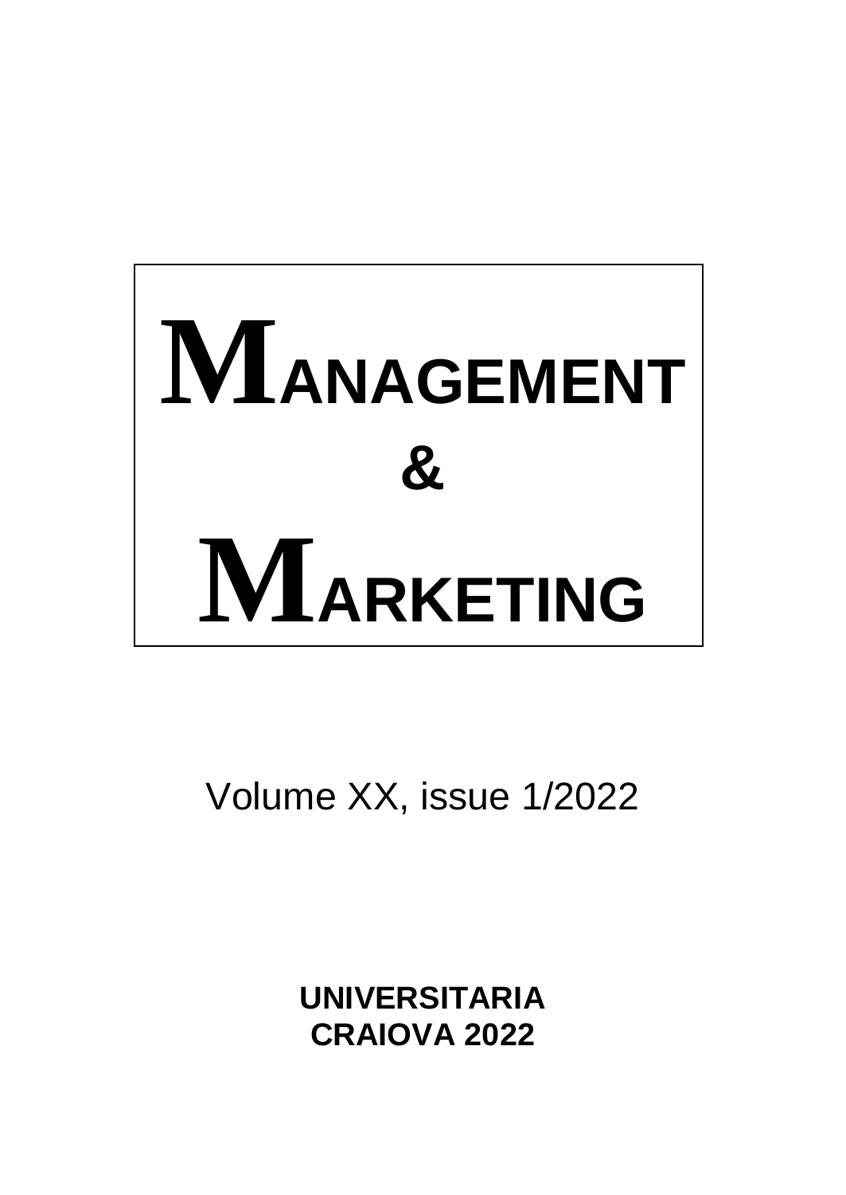# MANAGEMENT

# &

# MARKETING

Volume XX, issue 1/2022

**UNIVERSITARIA**
**CRAIOVA 2022**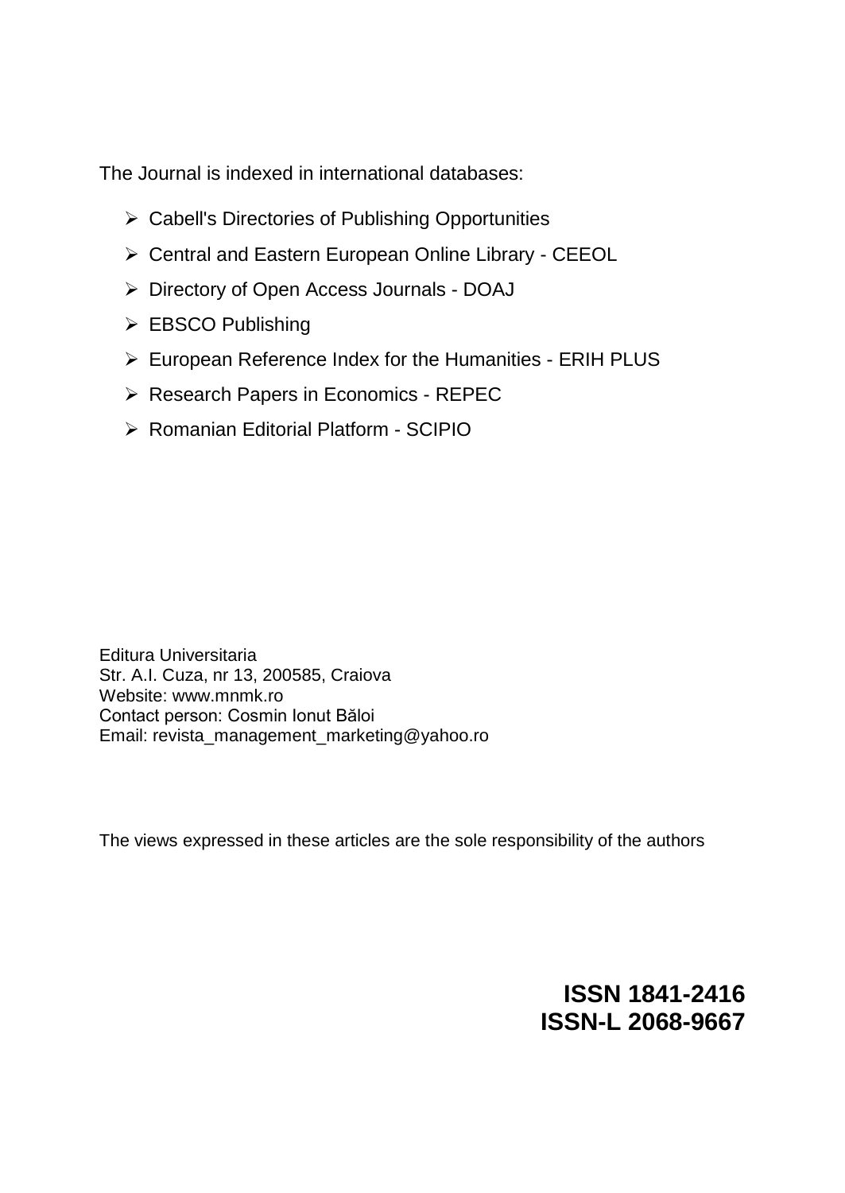The Journal is indexed in international databases:

- Cabell's Directories of Publishing Opportunities
- Central and Eastern European Online Library - CEEOL
- Directory of Open Access Journals - DOAJ
- EBSCO Publishing
- European Reference Index for the Humanities - ERIH PLUS
- Research Papers in Economics - REPEC
- Romanian Editorial Platform - SCIPIO

Editura Universitaria  
Str. A.I. Cuza, nr 13, 200585, Craiova  
Website: www.mnmk.ro  
Contact person: Cosmin Ionut Băloi  
Email: revista_management_marketing@yahoo.ro

The views expressed in these articles are the sole responsibility of the authors

**ISSN 1841-2416**  
**ISSN-L 2068-9667**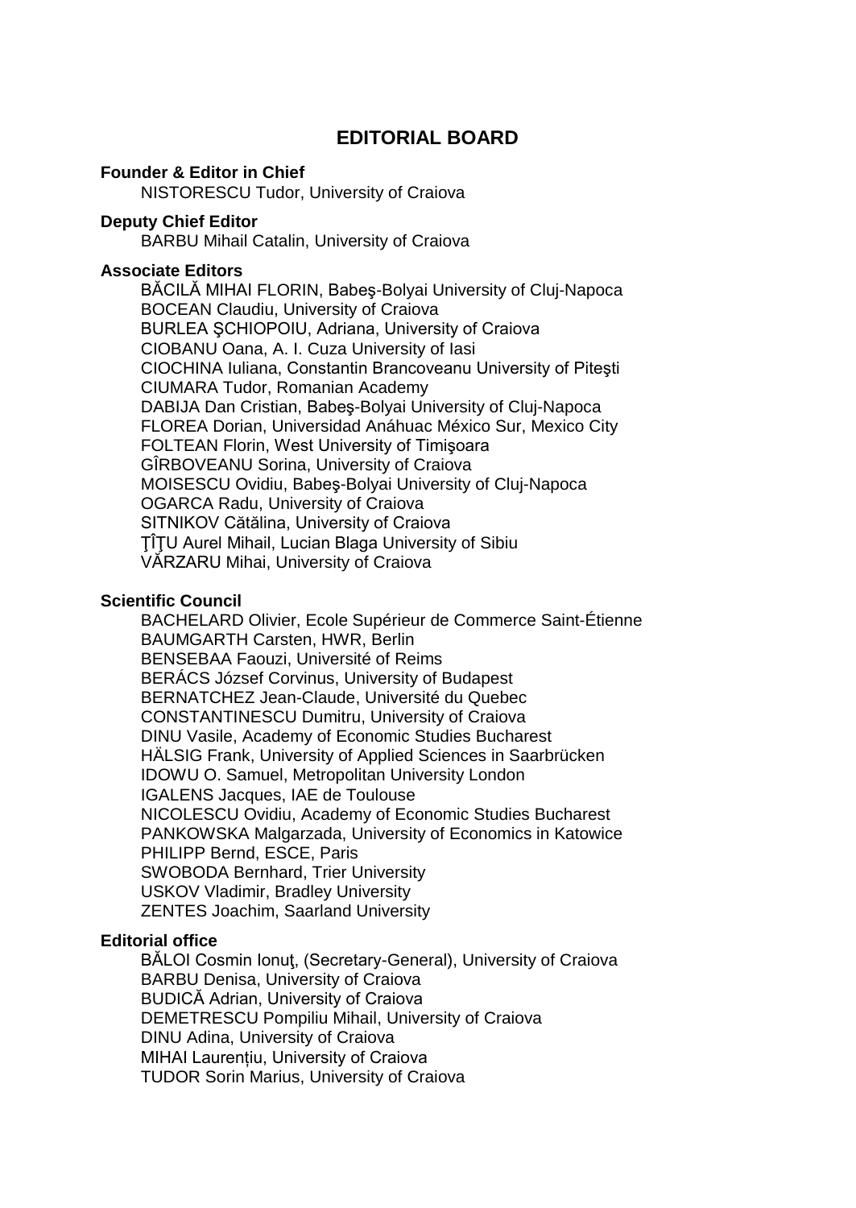# EDITORIAL BOARD

**Founder & Editor in Chief**

NISTORESCU Tudor, University of Craiova

**Deputy Chief Editor**

BARBU Mihail Catalin, University of Craiova

**Associate Editors**

BĂCILĂ MIHAI FLORIN, Babeş-Bolyai University of Cluj-Napoca
BOCEAN Claudiu, University of Craiova
BURLEA ŞCHIOPOIU, Adriana, University of Craiova
CIOBANU Oana, A. I. Cuza University of Iasi
CIOCHINA Iuliana, Constantin Brancoveanu University of Piteşti
CIUMARA Tudor, Romanian Academy
DABIJA Dan Cristian, Babeş-Bolyai University of Cluj-Napoca
FLOREA Dorian, Universidad Anáhuac México Sur, Mexico City
FOLTEAN Florin, West University of Timişoara
GÎRBOVEANU Sorina, University of Craiova
MOISESCU Ovidiu, Babeş-Bolyai University of Cluj-Napoca
OGARCA Radu, University of Craiova
SITNIKOV Cătălina, University of Craiova
ŢÎŢU Aurel Mihail, Lucian Blaga University of Sibiu
VĂRZARU Mihai, University of Craiova

**Scientific Council**

BACHELARD Olivier, Ecole Supérieur de Commerce Saint-Étienne
BAUMGARTH Carsten, HWR, Berlin
BENSEBAA Faouzi, Université of Reims
BERÁCS József Corvinus, University of Budapest
BERNATCHEZ Jean-Claude, Université du Quebec
CONSTANTINESCU Dumitru, University of Craiova
DINU Vasile, Academy of Economic Studies Bucharest
HÄLSIG Frank, University of Applied Sciences in Saarbrücken
IDOWU O. Samuel, Metropolitan University London
IGALENS Jacques, IAE de Toulouse
NICOLESCU Ovidiu, Academy of Economic Studies Bucharest
PANKOWSKA Malgarzada, University of Economics in Katowice
PHILIPP Bernd, ESCE, Paris
SWOBODA Bernhard, Trier University
USKOV Vladimir, Bradley University
ZENTES Joachim, Saarland University

**Editorial office**

BĂLOI Cosmin Ionuţ, (Secretary-General), University of Craiova
BARBU Denisa, University of Craiova
BUDICĂ Adrian, University of Craiova
DEMETRESCU Pompiliu Mihail, University of Craiova
DINU Adina, University of Craiova
MIHAI Laurențiu, University of Craiova
TUDOR Sorin Marius, University of Craiova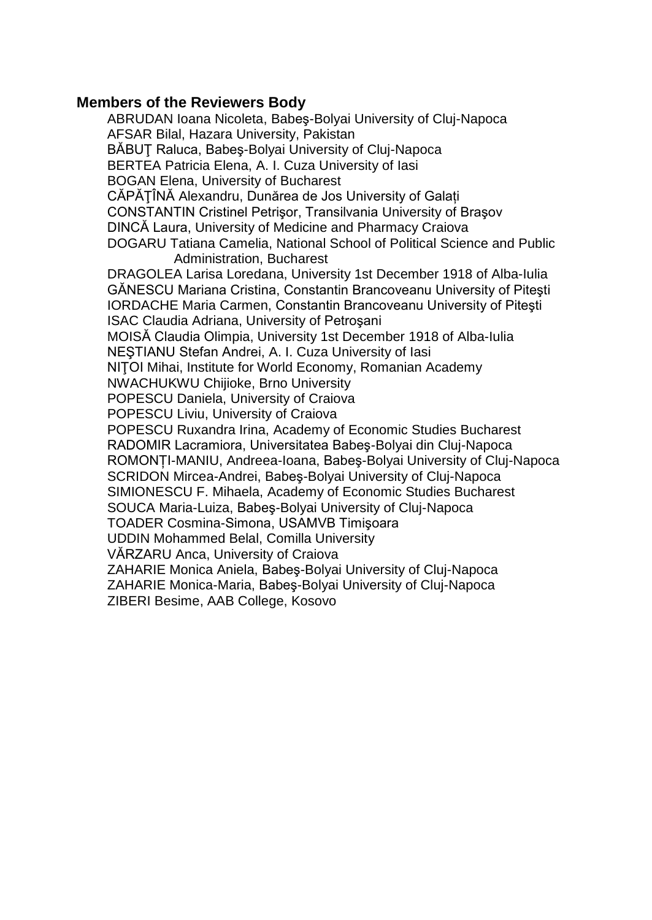### Members of the Reviewers Body

ABRUDAN Ioana Nicoleta, Babeş-Bolyai University of Cluj-Napoca
AFSAR Bilal, Hazara University, Pakistan
BĂBUŢ Raluca, Babeş-Bolyai University of Cluj-Napoca
BERTEA Patricia Elena, A. I. Cuza University of Iasi
BOGAN Elena, University of Bucharest
CĂPĂŢÎNĂ Alexandru, Dunărea de Jos University of Galați
CONSTANTIN Cristinel Petrişor, Transilvania University of Braşov
DINCĂ Laura, University of Medicine and Pharmacy Craiova
DOGARU Tatiana Camelia, National School of Political Science and Public Administration, Bucharest
DRAGOLEA Larisa Loredana, University 1st December 1918 of Alba-Iulia
GĂNESCU Mariana Cristina, Constantin Brancoveanu University of Piteşti
IORDACHE Maria Carmen, Constantin Brancoveanu University of Piteşti
ISAC Claudia Adriana, University of Petroşani
MOISĂ Claudia Olimpia, University 1st December 1918 of Alba-Iulia
NEŞTIANU Stefan Andrei, A. I. Cuza University of Iasi
NIŢOI Mihai, Institute for World Economy, Romanian Academy
NWACHUKWU Chijioke, Brno University
POPESCU Daniela, University of Craiova
POPESCU Liviu, University of Craiova
POPESCU Ruxandra Irina, Academy of Economic Studies Bucharest
RADOMIR Lacramiora, Universitatea Babeş-Bolyai din Cluj-Napoca
ROMONȚI-MANIU, Andreea-Ioana, Babeş-Bolyai University of Cluj-Napoca
SCRIDON Mircea-Andrei, Babeş-Bolyai University of Cluj-Napoca
SIMIONESCU F. Mihaela, Academy of Economic Studies Bucharest
SOUCA Maria-Luiza, Babeş-Bolyai University of Cluj-Napoca
TOADER Cosmina-Simona, USAMVB Timişoara
UDDIN Mohammed Belal, Comilla University
VĂRZARU Anca, University of Craiova
ZAHARIE Monica Aniela, Babeş-Bolyai University of Cluj-Napoca
ZAHARIE Monica-Maria, Babeş-Bolyai University of Cluj-Napoca
ZIBERI Besime, AAB College, Kosovo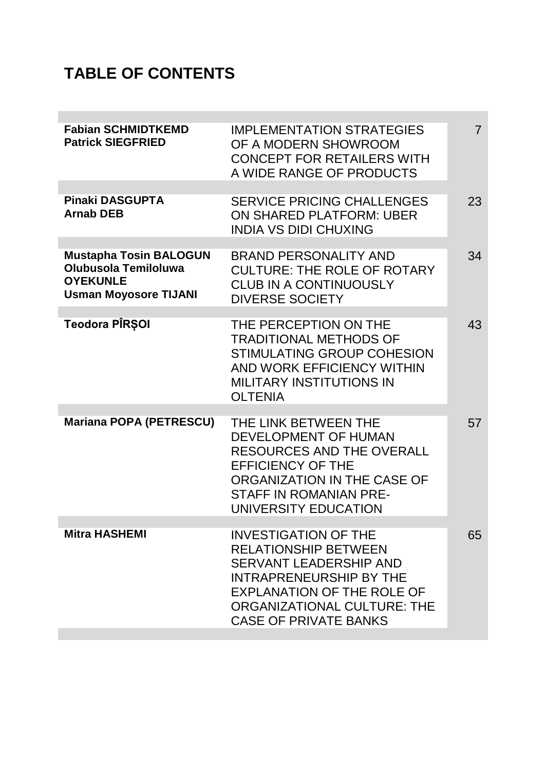# TABLE OF CONTENTS

| | | |
|---|---|---|
| **Fabian SCHMIDTKEMD**<br>**Patrick SIEGFRIED** | IMPLEMENTATION STRATEGIES OF A MODERN SHOWROOM CONCEPT FOR RETAILERS WITH A WIDE RANGE OF PRODUCTS | 7 |
| **Pinaki DASGUPTA**<br>**Arnab DEB** | SERVICE PRICING CHALLENGES ON SHARED PLATFORM: UBER INDIA VS DIDI CHUXING | 23 |
| **Mustapha Tosin BALOGUN**<br>**Olubusola Temiloluwa OYEKUNLE**<br>**Usman Moyosore TIJANI** | BRAND PERSONALITY AND CULTURE: THE ROLE OF ROTARY CLUB IN A CONTINUOUSLY DIVERSE SOCIETY | 34 |
| **Teodora PÎRȘOI** | THE PERCEPTION ON THE TRADITIONAL METHODS OF STIMULATING GROUP COHESION AND WORK EFFICIENCY WITHIN MILITARY INSTITUTIONS IN OLTENIA | 43 |
| **Mariana POPA (PETRESCU)** | THE LINK BETWEEN THE DEVELOPMENT OF HUMAN RESOURCES AND THE OVERALL EFFICIENCY OF THE ORGANIZATION IN THE CASE OF STAFF IN ROMANIAN PRE-UNIVERSITY EDUCATION | 57 |
| **Mitra HASHEMI** | INVESTIGATION OF THE RELATIONSHIP BETWEEN SERVANT LEADERSHIP AND INTRAPRENEURSHIP BY THE EXPLANATION OF THE ROLE OF ORGANIZATIONAL CULTURE: THE CASE OF PRIVATE BANKS | 65 |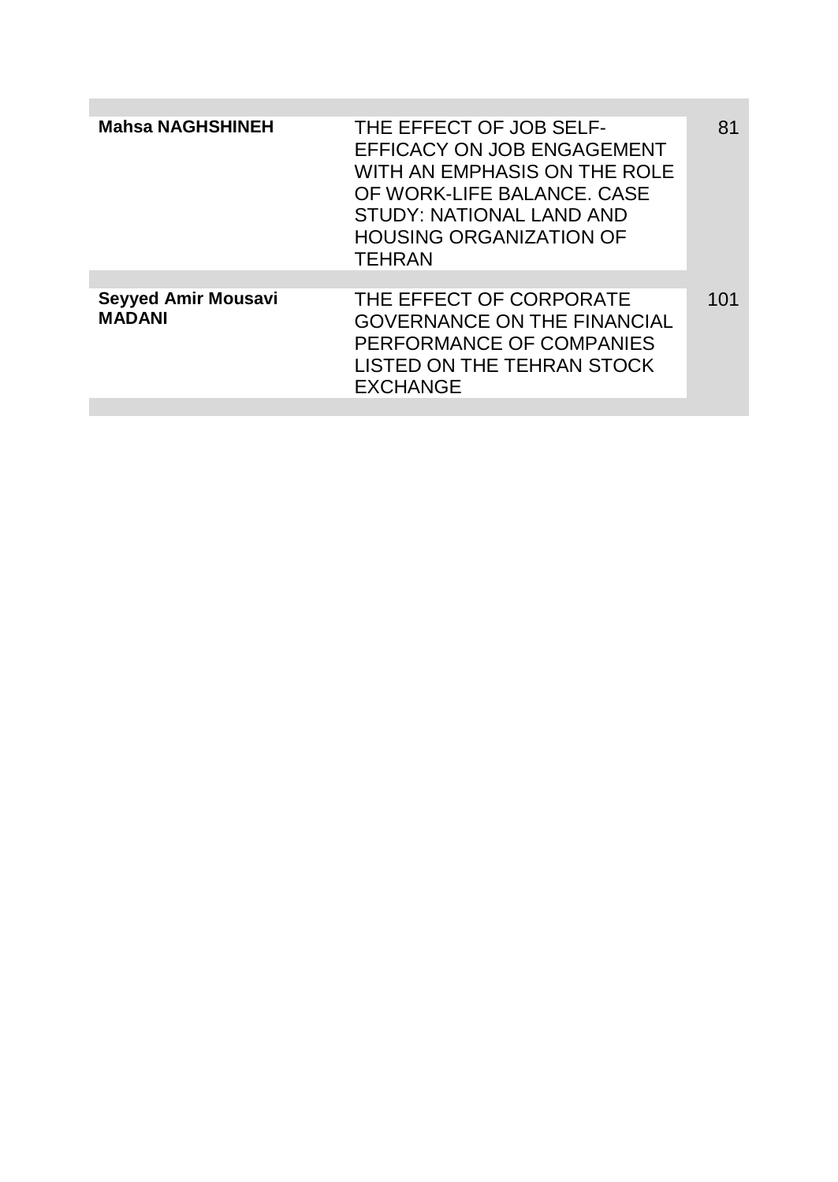| | | |
|---|---|---|
| **Mahsa NAGHSHINEH** | THE EFFECT OF JOB SELF-EFFICACY ON JOB ENGAGEMENT WITH AN EMPHASIS ON THE ROLE OF WORK-LIFE BALANCE. CASE STUDY: NATIONAL LAND AND HOUSING ORGANIZATION OF TEHRAN | 81 |
| **Seyyed Amir Mousavi MADANI** | THE EFFECT OF CORPORATE GOVERNANCE ON THE FINANCIAL PERFORMANCE OF COMPANIES LISTED ON THE TEHRAN STOCK EXCHANGE | 101 |